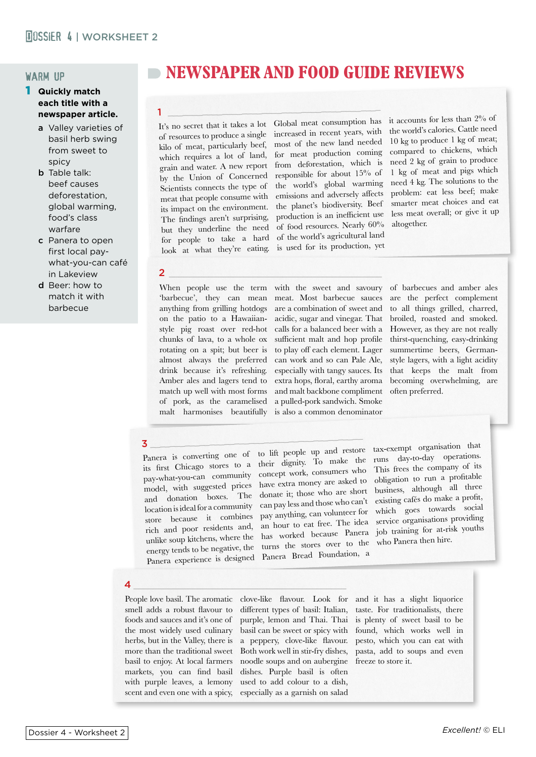# NEWSPAPER AND FOOD GUIDE REVIEWS

## WARM UP

**1 Quickly match each title with a newspaper article.**

- a Valley varieties of basil herb swing from sweet to spicy
- b Table talk: beef causes deforestation, global warming, food's class warfare
- c Panera to open first local pay-what-you-can café in Lakeview
- d Beer: how to match it with barbecue

**1** ______________________________

It's no secret that it takes a lot of resources to produce a single kilo of meat, particularly beef, which requires a lot of land, grain and water. A new report by the Union of Concerned Scientists connects the type of meat that people consume with its impact on the environment. The findings aren't surprising, but they underline the need for people to take a hard look at what they're eating. Global meat consumption has increased in recent years, with most of the new land needed for meat production coming from deforestation, which is responsible for about 15% of the world's global warming emissions and adversely affects the planet's biodiversity. Beef production is an inefficient use of food resources. Nearly 60% of the world's agricultural land is used for its production, yet it accounts for less than 2% of the world's calories. Cattle need 10 kg to produce 1 kg of meat; compared to chickens, which need 2 kg of grain to produce 1 kg of meat and pigs which need 4 kg. The solutions to the problem: eat less beef; make smarter meat choices and eat less meat overall; or give it up altogether.

**2** ______________________________

When people use the term 'barbecue', they can mean anything from grilling hotdogs on the patio to a Hawaiian-style pig roast over red-hot chunks of lava, to a whole ox rotating on a spit; but beer is almost always the preferred drink because it's refreshing. Amber ales and lagers tend to match up well with most forms of pork, as the caramelised malt harmonises beautifully with the sweet and savoury meat. Most barbecue sauces are a combination of sweet and acidic, sugar and vinegar. That calls for a balanced beer with a sufficient malt and hop profile to play off each element. Lager can work and so can Pale Ale, especially with tangy sauces. Its extra hops, floral, earthy aroma and malt backbone compliment a pulled-pork sandwich. Smoke is also a common denominator of barbecues and amber ales are the perfect complement to all things grilled, charred, broiled, roasted and smoked. However, as they are not really thirst-quenching, easy-drinking summertime beers, German-style lagers, with a light acidity that keeps the malt from becoming overwhelming, are often preferred.

**3** ______________________________

Panera is converting one of its first Chicago stores to a pay-what-you-can community model, with suggested prices and donation boxes. The location is ideal for a community store because it combines rich and poor residents and, unlike soup kitchens, where the energy tends to be negative, the Panera experience is designed to lift people up and restore their dignity. To make the concept work, consumers who have extra money are asked to donate it; those who are short can pay less and those who can't pay anything, can volunteer for an hour to eat free. The idea has worked because Panera turns the stores over to the Panera Bread Foundation, a tax-exempt organisation that runs day-to-day operations. This frees the company of its obligation to run a profitable business, although all three existing cafés do make a profit, which goes towards social service organisations providing job training for at-risk youths who Panera then hire.

**4** ______________________________

People love basil. The aromatic smell adds a robust flavour to foods and sauces and it's one of the most widely used culinary herbs, but in the Valley, there is more than the traditional sweet basil to enjoy. At local farmers markets, you can find basil with purple leaves, a lemony scent and even one with a spicy, clove-like flavour. Look for different types of basil: Italian, purple, lemon and Thai. Thai basil can be sweet or spicy with a peppery, clove-like flavour. Both work well in stir-fry dishes, noodle soups and on aubergine dishes. Purple basil is often used to add colour to a dish, especially as a garnish on salad and it has a slight liquorice taste. For traditionalists, there is plenty of sweet basil to be found, which works well in pesto, which you can eat with pasta, add to soups and even freeze to store it.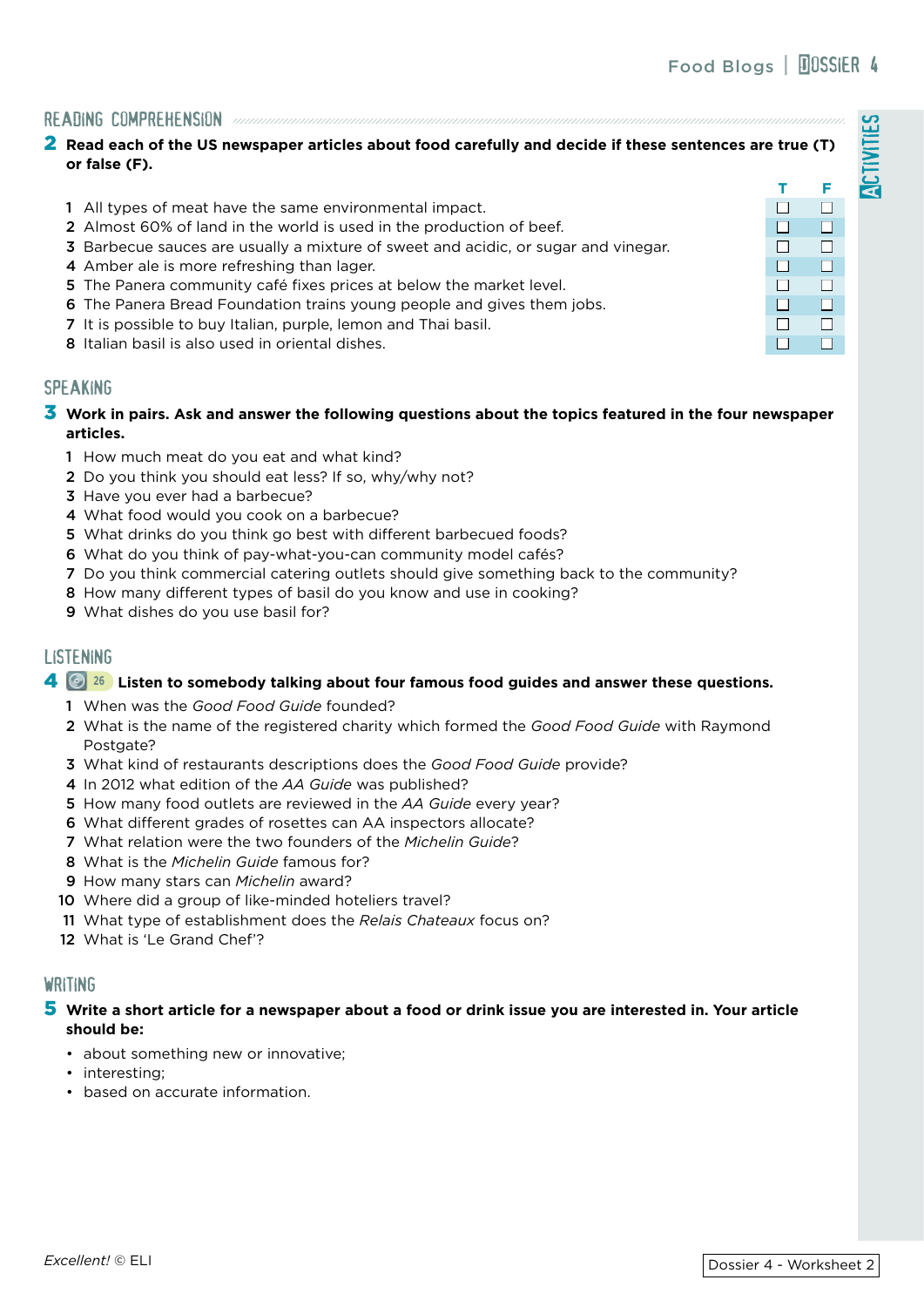## READING COMPREHENSION

**2** **Read each of the US newspaper articles about food carefully and decide if these sentences are true (T) or false (F).**

| | | T | F |
|---|---|---|---|
| 1 | All types of meat have the same environmental impact. | ☐ | ☐ |
| 2 | Almost 60% of land in the world is used in the production of beef. | ☐ | ☐ |
| 3 | Barbecue sauces are usually a mixture of sweet and acidic, or sugar and vinegar. | ☐ | ☐ |
| 4 | Amber ale is more refreshing than lager. | ☐ | ☐ |
| 5 | The Panera community café fixes prices at below the market level. | ☐ | ☐ |
| 6 | The Panera Bread Foundation trains young people and gives them jobs. | ☐ | ☐ |
| 7 | It is possible to buy Italian, purple, lemon and Thai basil. | ☐ | ☐ |
| 8 | Italian basil is also used in oriental dishes. | ☐ | ☐ |

## SPEAKING

**3** **Work in pairs. Ask and answer the following questions about the topics featured in the four newspaper articles.**

1. How much meat do you eat and what kind?
2. Do you think you should eat less? If so, why/why not?
3. Have you ever had a barbecue?
4. What food would you cook on a barbecue?
5. What drinks do you think go best with different barbecued foods?
6. What do you think of pay-what-you-can community model cafés?
7. Do you think commercial catering outlets should give something back to the community?
8. How many different types of basil do you know and use in cooking?
9. What dishes do you use basil for?

## LISTENING

**4** 26 **Listen to somebody talking about four famous food guides and answer these questions.**

1. When was the *Good Food Guide* founded?
2. What is the name of the registered charity which formed the *Good Food Guide* with Raymond Postgate?
3. What kind of restaurants descriptions does the *Good Food Guide* provide?
4. In 2012 what edition of the *AA Guide* was published?
5. How many food outlets are reviewed in the *AA Guide* every year?
6. What different grades of rosettes can AA inspectors allocate?
7. What relation were the two founders of the *Michelin Guide*?
8. What is the *Michelin Guide* famous for?
9. How many stars can *Michelin* award?
10. Where did a group of like-minded hoteliers travel?
11. What type of establishment does the *Relais Chateaux* focus on?
12. What is 'Le Grand Chef'?

## WRITING

**5** **Write a short article for a newspaper about a food or drink issue you are interested in. Your article should be:**

- about something new or innovative;
- interesting;
- based on accurate information.